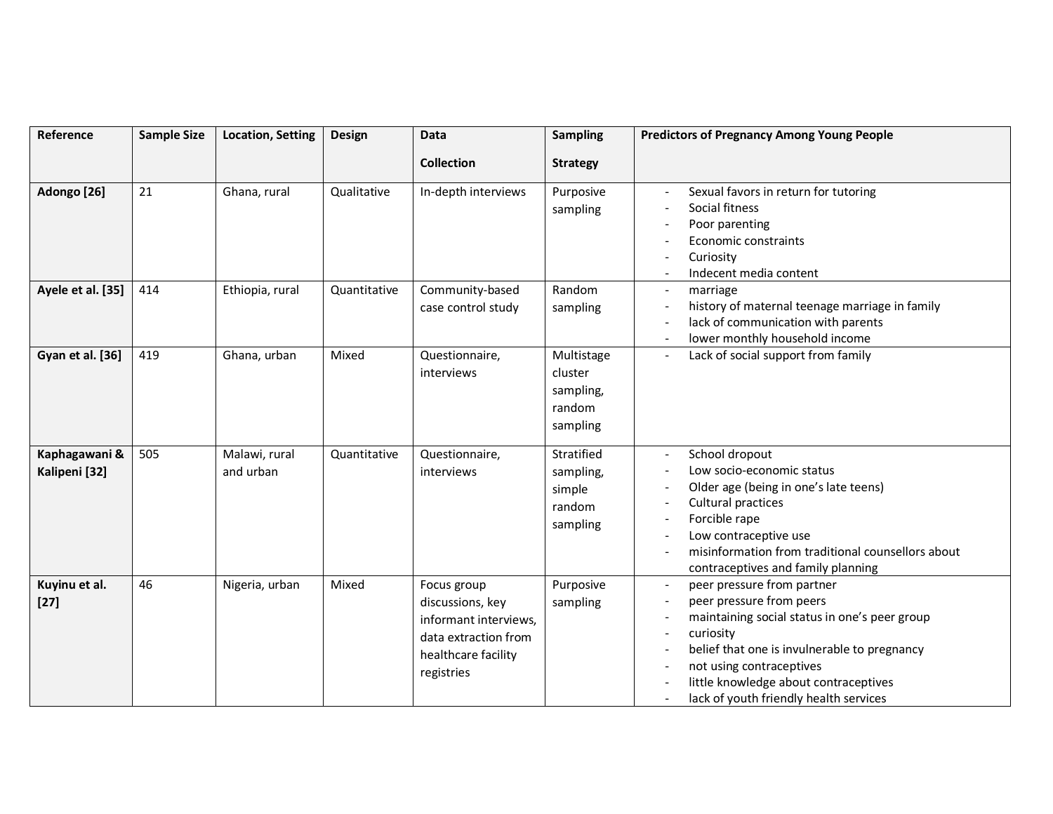| Reference | Sample Size | Location, Setting | Design | Data Collection | Sampling Strategy | Predictors of Pregnancy Among Young People |
|---|---|---|---|---|---|---|
| **Adongo [26]** | 21 | Ghana, rural | Qualitative | In-depth interviews | Purposive sampling | - Sexual favors in return for tutoring<br>- Social fitness<br>- Poor parenting<br>- Economic constraints<br>- Curiosity<br>- Indecent media content |
| **Ayele et al. [35]** | 414 | Ethiopia, rural | Quantitative | Community-based case control study | Random sampling | - marriage<br>- history of maternal teenage marriage in family<br>- lack of communication with parents<br>- lower monthly household income |
| **Gyan et al. [36]** | 419 | Ghana, urban | Mixed | Questionnaire, interviews | Multistage cluster sampling, random sampling | - Lack of social support from family |
| **Kaphagawani & Kalipeni [32]** | 505 | Malawi, rural and urban | Quantitative | Questionnaire, interviews | Stratified sampling, simple random sampling | - School dropout<br>- Low socio-economic status<br>- Older age (being in one's late teens)<br>- Cultural practices<br>- Forcible rape<br>- Low contraceptive use<br>- misinformation from traditional counsellors about contraceptives and family planning |
| **Kuyinu et al. [27]** | 46 | Nigeria, urban | Mixed | Focus group discussions, key informant interviews, data extraction from healthcare facility registries | Purposive sampling | - peer pressure from partner<br>- peer pressure from peers<br>- maintaining social status in one's peer group<br>- curiosity<br>- belief that one is invulnerable to pregnancy<br>- not using contraceptives<br>- little knowledge about contraceptives<br>- lack of youth friendly health services |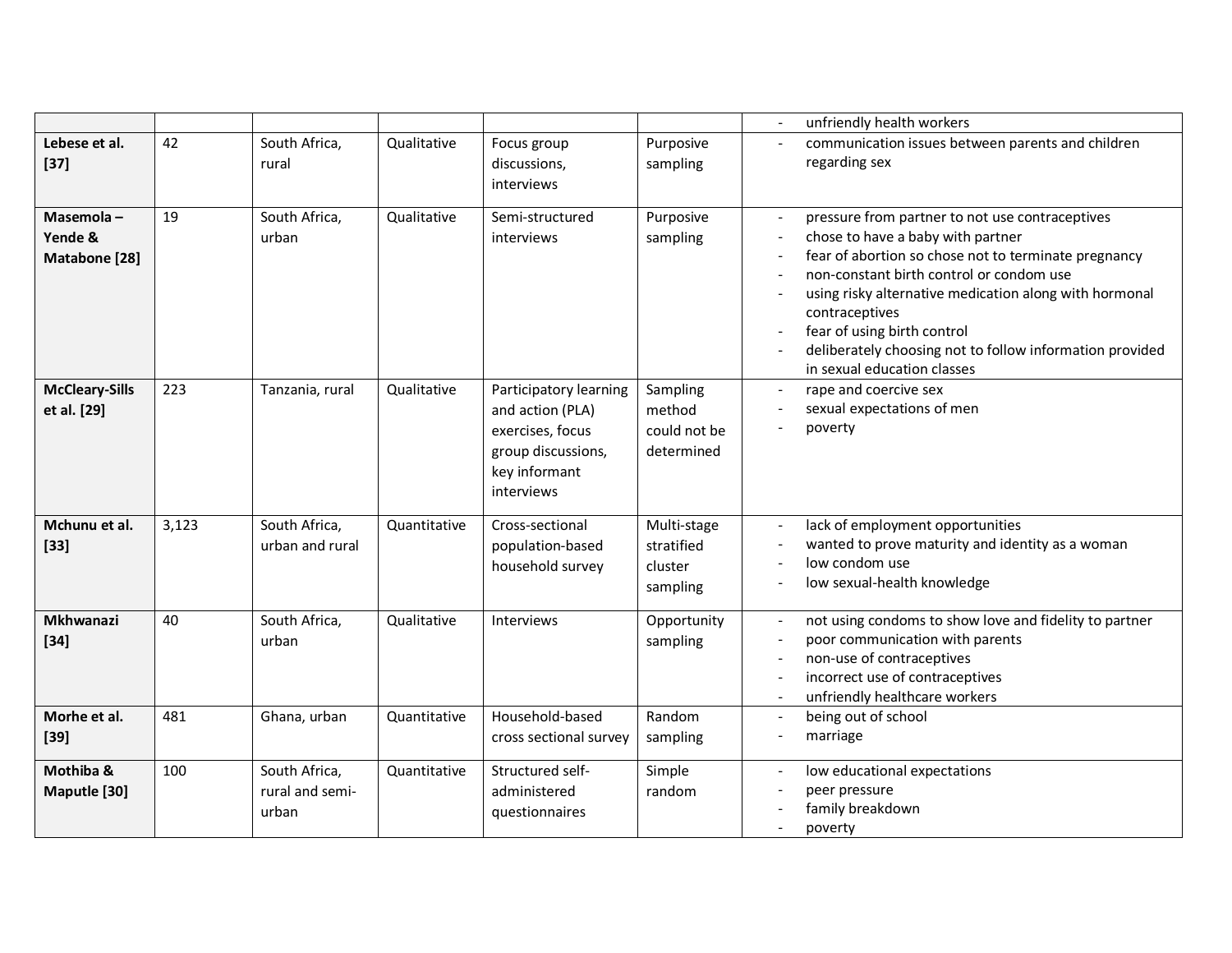| | | | | | | |
|---|---|---|---|---|---|---|
| | | | | | | - unfriendly health workers |
| **Lebese et al. [37]** | 42 | South Africa, rural | Qualitative | Focus group discussions, interviews | Purposive sampling | - communication issues between parents and children regarding sex |
| **Masemola – Yende & Matabone [28]** | 19 | South Africa, urban | Qualitative | Semi-structured interviews | Purposive sampling | - pressure from partner to not use contraceptives<br>- chose to have a baby with partner<br>- fear of abortion so chose not to terminate pregnancy<br>- non-constant birth control or condom use<br>- using risky alternative medication along with hormonal contraceptives<br>- fear of using birth control<br>- deliberately choosing not to follow information provided in sexual education classes |
| **McCleary-Sills et al. [29]** | 223 | Tanzania, rural | Qualitative | Participatory learning and action (PLA) exercises, focus group discussions, key informant interviews | Sampling method could not be determined | - rape and coercive sex<br>- sexual expectations of men<br>- poverty |
| **Mchunu et al. [33]** | 3,123 | South Africa, urban and rural | Quantitative | Cross-sectional population-based household survey | Multi-stage stratified cluster sampling | - lack of employment opportunities<br>- wanted to prove maturity and identity as a woman<br>- low condom use<br>- low sexual-health knowledge |
| **Mkhwanazi [34]** | 40 | South Africa, urban | Qualitative | Interviews | Opportunity sampling | - not using condoms to show love and fidelity to partner<br>- poor communication with parents<br>- non-use of contraceptives<br>- incorrect use of contraceptives<br>- unfriendly healthcare workers |
| **Morhe et al. [39]** | 481 | Ghana, urban | Quantitative | Household-based cross sectional survey | Random sampling | - being out of school<br>- marriage |
| **Mothiba & Maputle [30]** | 100 | South Africa, rural and semi-urban | Quantitative | Structured self-administered questionnaires | Simple random | - low educational expectations<br>- peer pressure<br>- family breakdown<br>- poverty |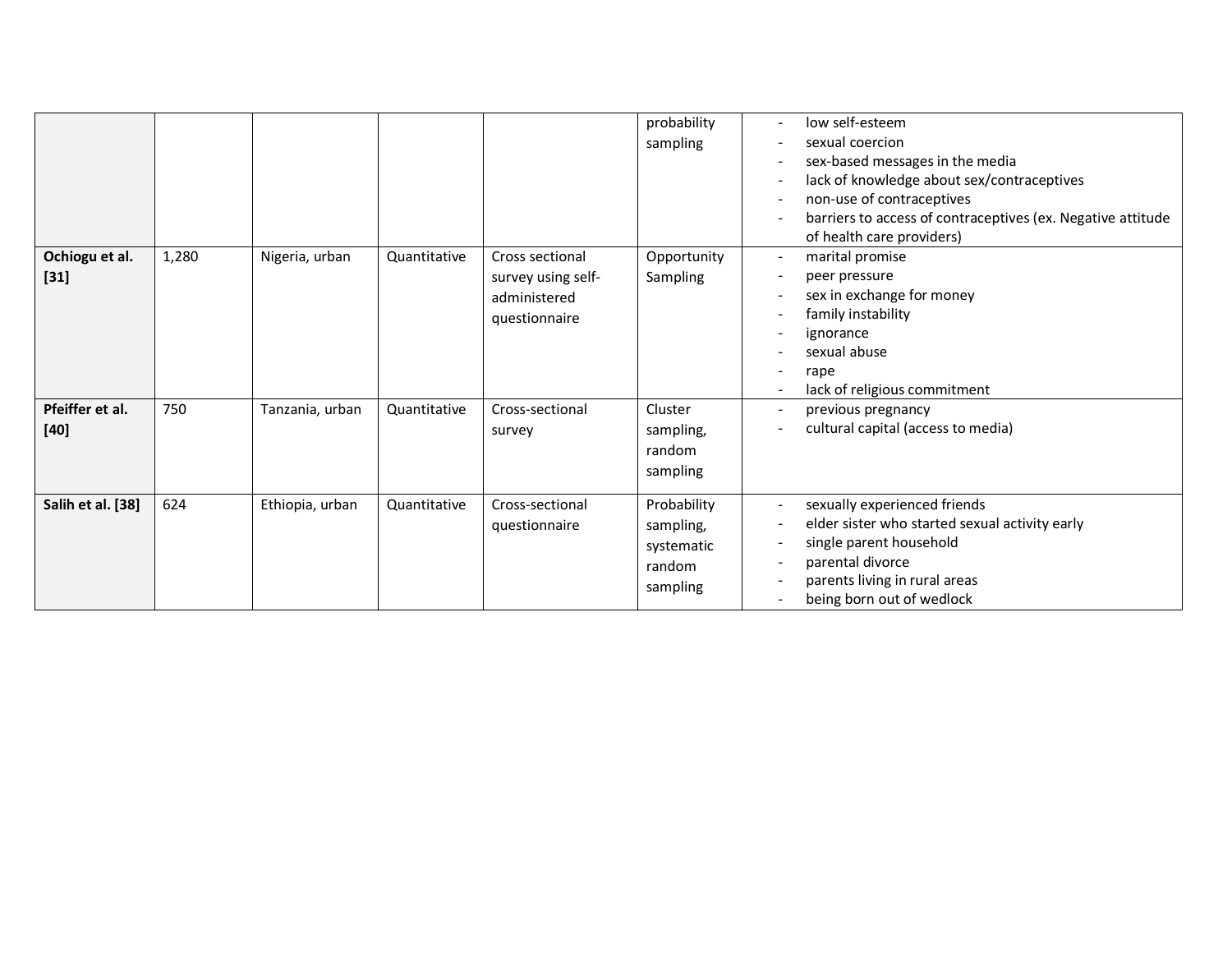| | | | | | | |
|---|---|---|---|---|---|---|
| | | | | | probability sampling | - low self-esteem<br>- sexual coercion<br>- sex-based messages in the media<br>- lack of knowledge about sex/contraceptives<br>- non-use of contraceptives<br>- barriers to access of contraceptives (ex. Negative attitude of health care providers) |
| **Ochiogu et al. [31]** | 1,280 | Nigeria, urban | Quantitative | Cross sectional survey using self-administered questionnaire | Opportunity Sampling | - marital promise<br>- peer pressure<br>- sex in exchange for money<br>- family instability<br>- ignorance<br>- sexual abuse<br>- rape<br>- lack of religious commitment |
| **Pfeiffer et al. [40]** | 750 | Tanzania, urban | Quantitative | Cross-sectional survey | Cluster sampling, random sampling | - previous pregnancy<br>- cultural capital (access to media) |
| **Salih et al. [38]** | 624 | Ethiopia, urban | Quantitative | Cross-sectional questionnaire | Probability sampling, systematic random sampling | - sexually experienced friends<br>- elder sister who started sexual activity early<br>- single parent household<br>- parental divorce<br>- parents living in rural areas<br>- being born out of wedlock |